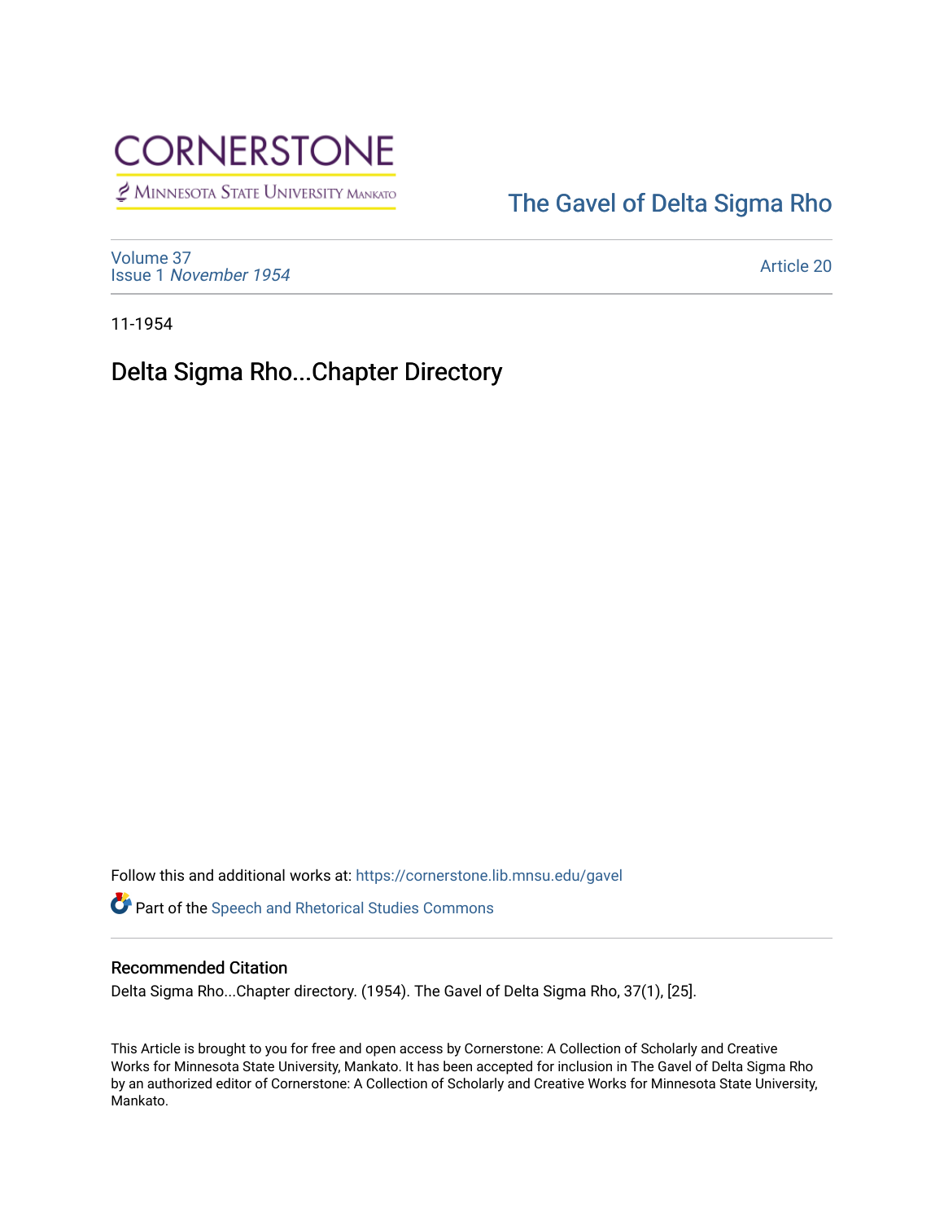CORNERSTONE

Minnesota State University Mankato

The Gavel of Delta Sigma Rho

Volume 37
Issue 1 *November 1954*

Article 20

11-1954

# Delta Sigma Rho...Chapter Directory

Follow this and additional works at: https://cornerstone.lib.mnsu.edu/gavel

Part of the Speech and Rhetorical Studies Commons

### Recommended Citation

Delta Sigma Rho...Chapter directory. (1954). The Gavel of Delta Sigma Rho, 37(1), [25].

This Article is brought to you for free and open access by Cornerstone: A Collection of Scholarly and Creative Works for Minnesota State University, Mankato. It has been accepted for inclusion in The Gavel of Delta Sigma Rho by an authorized editor of Cornerstone: A Collection of Scholarly and Creative Works for Minnesota State University, Mankato.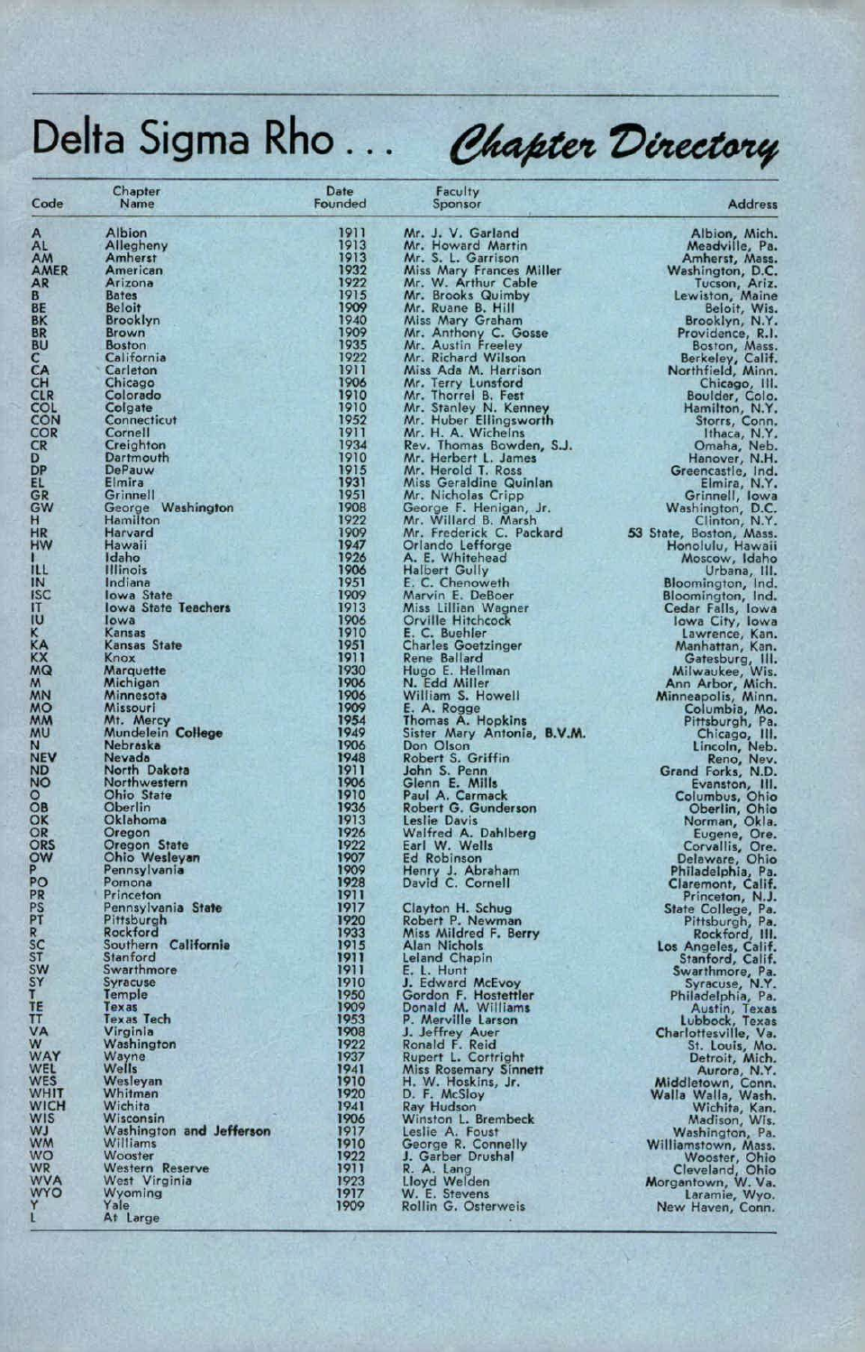# Delta Sigma Rho . . . *Chapter Directory*

| Code | Chapter Name | Date Founded | Faculty Sponsor | Address |
|---|---|---|---|---|
| A | Albion | 1911 | Mr. J. V. Garland | Albion, Mich. |
| AL | Allegheny | 1913 | Mr. Howard Martin | Meadville, Pa. |
| AM | Amherst | 1913 | Mr. S. L. Garrison | Amherst, Mass. |
| AMER | American | 1932 | Miss Mary Frances Miller | Washington, D.C. |
| AR | Arizona | 1922 | Mr. W. Arthur Cable | Tucson, Ariz. |
| B | Bates | 1915 | Mr. Brooks Quimby | Lewiston, Maine |
| BE | Beloit | 1909 | Mr. Ruane B. Hill | Beloit, Wis. |
| BK | Brooklyn | 1940 | Miss Mary Graham | Brooklyn, N.Y. |
| BR | Brown | 1909 | Mr. Anthony C. Gosse | Providence, R.I. |
| BU | Boston | 1935 | Mr. Austin Freeley | Boston, Mass. |
| C | California | 1922 | Mr. Richard Wilson | Berkeley, Calif. |
| CA | Carleton | 1911 | Miss Ada M. Harrison | Northfield, Minn. |
| CH | Chicago | 1906 | Mr. Terry Lunsford | Chicago, Ill. |
| CLR | Colorado | 1910 | Mr. Thorrel B. Fest | Boulder, Colo. |
| COL | Colgate | 1910 | Mr. Stanley N. Kenney | Hamilton, N.Y. |
| CON | Connecticut | 1952 | Mr. Huber Ellingsworth | Storrs, Conn. |
| COR | Cornell | 1911 | Mr. H. A. Wichelns | Ithaca, N.Y. |
| CR | Creighton | 1934 | Rev. Thomas Bowden, S.J. | Omaha, Neb. |
| D | Dartmouth | 1910 | Mr. Herbert L. James | Hanover, N.H. |
| DP | DePauw | 1915 | Mr. Herold T. Ross | Greencastle, Ind. |
| EL | Elmira | 1931 | Miss Geraldine Quinlan | Elmira, N.Y. |
| GR | Grinnell | 1951 | Mr. Nicholas Cripp | Grinnell, Iowa |
| GW | George Washington | 1908 | George F. Henigan, Jr. | Washington, D.C. |
| H | Hamilton | 1922 | Mr. Willard B. Marsh | Clinton, N.Y. |
| HR | Harvard | 1909 | Mr. Frederick C. Packard | 53 State, Boston, Mass. |
| HW | Hawaii | 1947 | Orlando Lefforge | Honolulu, Hawaii |
| I | Idaho | 1926 | A. E. Whitehead | Moscow, Idaho |
| ILL | Illinois | 1906 | Halbert Gully | Urbana, Ill. |
| IN | Indiana | 1951 | E. C. Chenoweth | Bloomington, Ind. |
| ISC | Iowa State | 1909 | Marvin E. DeBoer | Bloomington, Ind. |
| IT | Iowa State Teachers | 1913 | Miss Lillian Wagner | Cedar Falls, Iowa |
| IU | Iowa | 1906 | Orville Hitchcock | Iowa City, Iowa |
| K | Kansas | 1910 | E. C. Buehler | Lawrence, Kan. |
| KA | Kansas State | 1951 | Charles Goetzinger | Manhattan, Kan. |
| KX | Knox | 1911 | Rene Ballard | Gatesburg, Ill. |
| MQ | Marquette | 1930 | Hugo E. Hellman | Milwaukee, Wis. |
| M | Michigan | 1906 | N. Edd Miller | Ann Arbor, Mich. |
| MN | Minnesota | 1906 | William S. Howell | Minneapolis, Minn. |
| MO | Missouri | 1909 | E. A. Rogge | Columbia, Mo. |
| MM | Mt. Mercy | 1954 | Thomas A. Hopkins | Pittsburgh, Pa. |
| MU | Mundelein College | 1949 | Sister Mary Antonia, B.V.M. | Chicago, Ill. |
| N | Nebraska | 1906 | Don Olson | Lincoln, Neb. |
| NEV | Nevada | 1948 | Robert S. Griffin | Reno, Nev. |
| ND | North Dakota | 1911 | John S. Penn | Grand Forks, N.D. |
| NO | Northwestern | 1906 | Glenn E. Mills | Evanston, Ill. |
| O | Ohio State | 1910 | Paul A. Carmack | Columbus, Ohio |
| OB | Oberlin | 1936 | Robert G. Gunderson | Oberlin, Ohio |
| OK | Oklahoma | 1913 | Leslie Davis | Norman, Okla. |
| OR | Oregon | 1926 | Walfred A. Dahlberg | Eugene, Ore. |
| ORS | Oregon State | 1922 | Earl W. Wells | Corvallis, Ore. |
| OW | Ohio Wesleyan | 1907 | Ed Robinson | Delaware, Ohio |
| P | Pennsylvania | 1909 | Henry J. Abraham | Philadelphia, Pa. |
| PO | Pomona | 1928 | David C. Cornell | Claremont, Calif. |
| PR | Princeton | 1911 | | Princeton, N.J. |
| PS | Pennsylvania State | 1917 | Clayton H. Schug | State College, Pa. |
| PT | Pittsburgh | 1920 | Robert P. Newman | Pittsburgh, Pa. |
| R | Rockford | 1933 | Miss Mildred F. Berry | Rockford, Ill. |
| SC | Southern California | 1915 | Alan Nichols | Los Angeles, Calif. |
| ST | Stanford | 1911 | Leland Chapin | Stanford, Calif. |
| SW | Swarthmore | 1911 | E. L. Hunt | Swarthmore, Pa. |
| SY | Syracuse | 1910 | J. Edward McEvoy | Syracuse, N.Y. |
| T | Temple | 1950 | Gordon F. Hostettler | Philadelphia, Pa. |
| TE | Texas | 1909 | Donald M. Williams | Austin, Texas |
| TT | Texas Tech | 1953 | P. Merville Larson | Lubbock, Texas |
| VA | Virginia | 1908 | J. Jeffrey Auer | Charlottesville, Va. |
| W | Washington | 1922 | Ronald F. Reid | St. Louis, Mo. |
| WAY | Wayne | 1937 | Rupert L. Cortright | Detroit, Mich. |
| WEL | Wells | 1941 | Miss Rosemary Sinnett | Aurora, N.Y. |
| WES | Wesleyan | 1910 | H. W. Hoskins, Jr. | Middletown, Conn. |
| WHIT | Whitman | 1920 | D. F. McSloy | Walla Walla, Wash. |
| WICH | Wichita | 1941 | Ray Hudson | Wichita, Kan. |
| WIS | Wisconsin | 1906 | Winston L. Brembeck | Madison, Wis. |
| WJ | Washington and Jefferson | 1917 | Leslie A. Foust | Washington, Pa. |
| WM | Williams | 1910 | George R. Connelly | Williamstown, Mass. |
| WO | Wooster | 1922 | J. Garber Drushal | Wooster, Ohio |
| WR | Western Reserve | 1911 | R. A. Lang | Cleveland, Ohio |
| WVA | West Virginia | 1923 | Lloyd Welden | Morgantown, W. Va. |
| WYO | Wyoming | 1917 | W. E. Stevens | Laramie, Wyo. |
| Y | Yale | 1909 | Rollin G. Osterweis | New Haven, Conn. |
| L | At Large | | | |